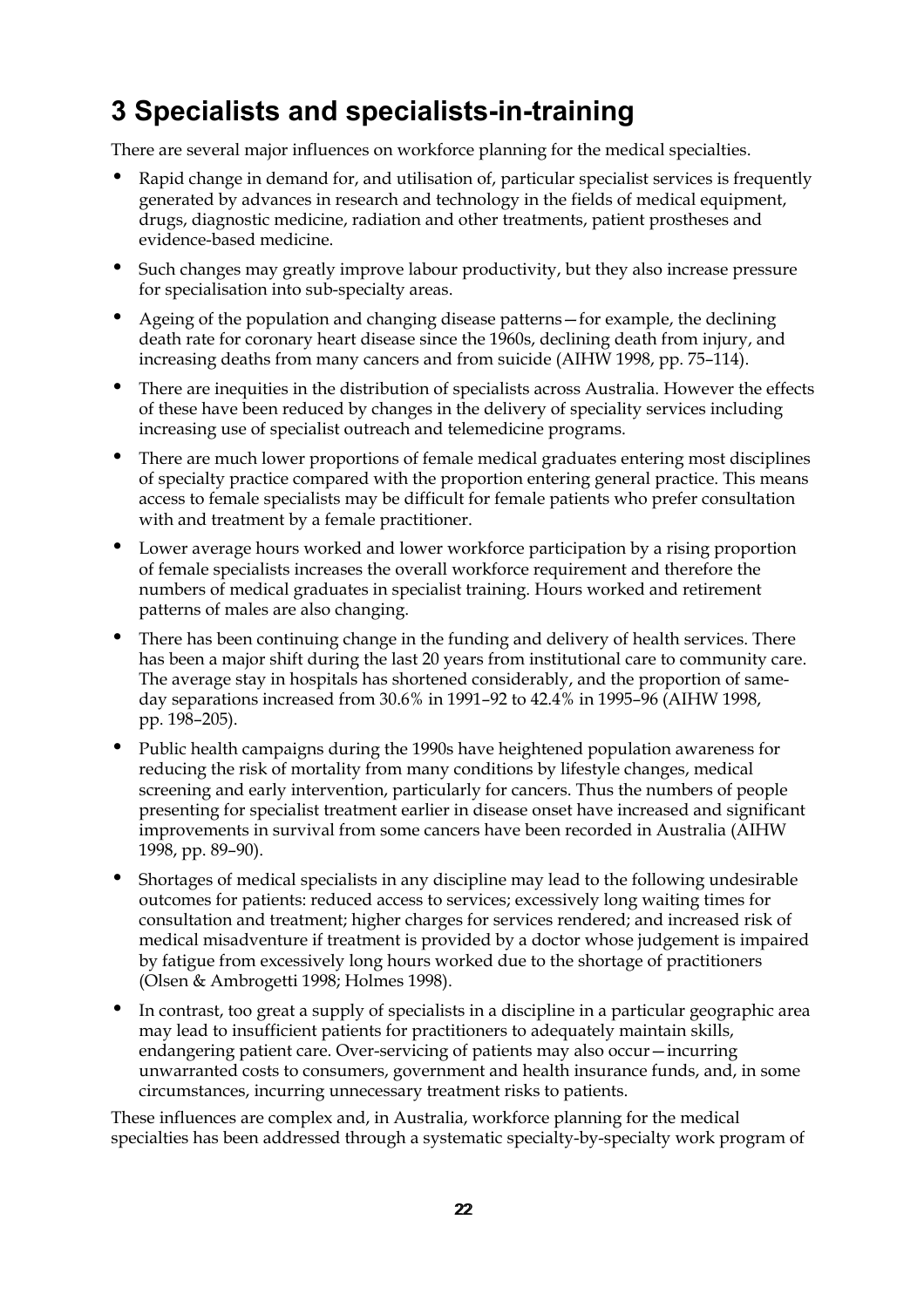# 3 Specialists and specialists-in-training

There are several major influences on workforce planning for the medical specialties.

- Rapid change in demand for, and utilisation of, particular specialist services is frequently generated by advances in research and technology in the fields of medical equipment, drugs, diagnostic medicine, radiation and other treatments, patient prostheses and evidence-based medicine.
- Such changes may greatly improve labour productivity, but they also increase pressure for specialisation into sub-specialty areas.
- Ageing of the population and changing disease patterns—for example, the declining death rate for coronary heart disease since the 1960s, declining death from injury, and increasing deaths from many cancers and from suicide (AIHW 1998, pp. 75–114).
- There are inequities in the distribution of specialists across Australia. However the effects of these have been reduced by changes in the delivery of speciality services including increasing use of specialist outreach and telemedicine programs.
- There are much lower proportions of female medical graduates entering most disciplines of specialty practice compared with the proportion entering general practice. This means access to female specialists may be difficult for female patients who prefer consultation with and treatment by a female practitioner.
- Lower average hours worked and lower workforce participation by a rising proportion of female specialists increases the overall workforce requirement and therefore the numbers of medical graduates in specialist training. Hours worked and retirement patterns of males are also changing.
- There has been continuing change in the funding and delivery of health services. There has been a major shift during the last 20 years from institutional care to community care. The average stay in hospitals has shortened considerably, and the proportion of same-day separations increased from 30.6% in 1991–92 to 42.4% in 1995–96 (AIHW 1998, pp. 198–205).
- Public health campaigns during the 1990s have heightened population awareness for reducing the risk of mortality from many conditions by lifestyle changes, medical screening and early intervention, particularly for cancers. Thus the numbers of people presenting for specialist treatment earlier in disease onset have increased and significant improvements in survival from some cancers have been recorded in Australia (AIHW 1998, pp. 89–90).
- Shortages of medical specialists in any discipline may lead to the following undesirable outcomes for patients: reduced access to services; excessively long waiting times for consultation and treatment; higher charges for services rendered; and increased risk of medical misadventure if treatment is provided by a doctor whose judgement is impaired by fatigue from excessively long hours worked due to the shortage of practitioners (Olsen & Ambrogetti 1998; Holmes 1998).
- In contrast, too great a supply of specialists in a discipline in a particular geographic area may lead to insufficient patients for practitioners to adequately maintain skills, endangering patient care. Over-servicing of patients may also occur—incurring unwarranted costs to consumers, government and health insurance funds, and, in some circumstances, incurring unnecessary treatment risks to patients.

These influences are complex and, in Australia, workforce planning for the medical specialties has been addressed through a systematic specialty-by-specialty work program of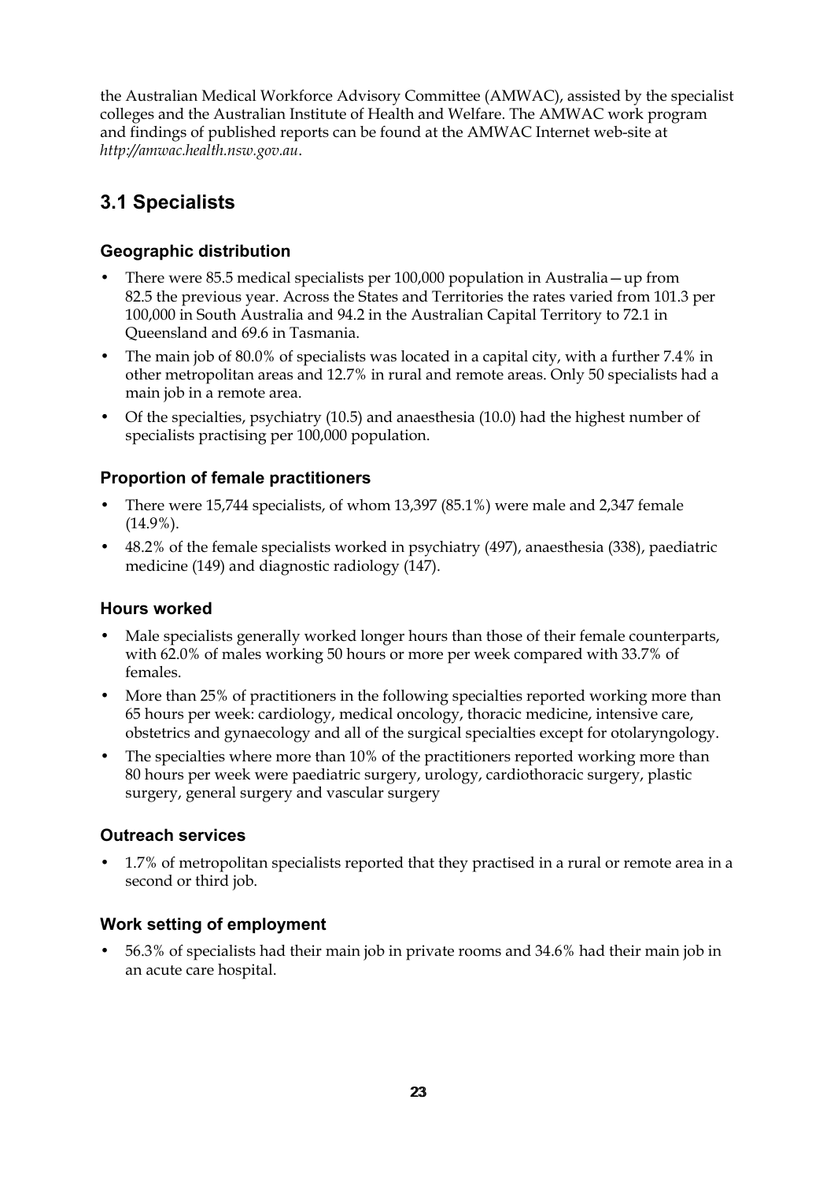the Australian Medical Workforce Advisory Committee (AMWAC), assisted by the specialist colleges and the Australian Institute of Health and Welfare. The AMWAC work program and findings of published reports can be found at the AMWAC Internet web-site at *http://amwac.health.nsw.gov.au*.

## 3.1 Specialists

### Geographic distribution

- There were 85.5 medical specialists per 100,000 population in Australia—up from 82.5 the previous year. Across the States and Territories the rates varied from 101.3 per 100,000 in South Australia and 94.2 in the Australian Capital Territory to 72.1 in Queensland and 69.6 in Tasmania.
- The main job of 80.0% of specialists was located in a capital city, with a further 7.4% in other metropolitan areas and 12.7% in rural and remote areas. Only 50 specialists had a main job in a remote area.
- Of the specialties, psychiatry (10.5) and anaesthesia (10.0) had the highest number of specialists practising per 100,000 population.

### Proportion of female practitioners

- There were 15,744 specialists, of whom 13,397 (85.1%) were male and 2,347 female (14.9%).
- 48.2% of the female specialists worked in psychiatry (497), anaesthesia (338), paediatric medicine (149) and diagnostic radiology (147).

### Hours worked

- Male specialists generally worked longer hours than those of their female counterparts, with 62.0% of males working 50 hours or more per week compared with 33.7% of females.
- More than 25% of practitioners in the following specialties reported working more than 65 hours per week: cardiology, medical oncology, thoracic medicine, intensive care, obstetrics and gynaecology and all of the surgical specialties except for otolaryngology.
- The specialties where more than 10% of the practitioners reported working more than 80 hours per week were paediatric surgery, urology, cardiothoracic surgery, plastic surgery, general surgery and vascular surgery

### Outreach services

- 1.7% of metropolitan specialists reported that they practised in a rural or remote area in a second or third job.

### Work setting of employment

- 56.3% of specialists had their main job in private rooms and 34.6% had their main job in an acute care hospital.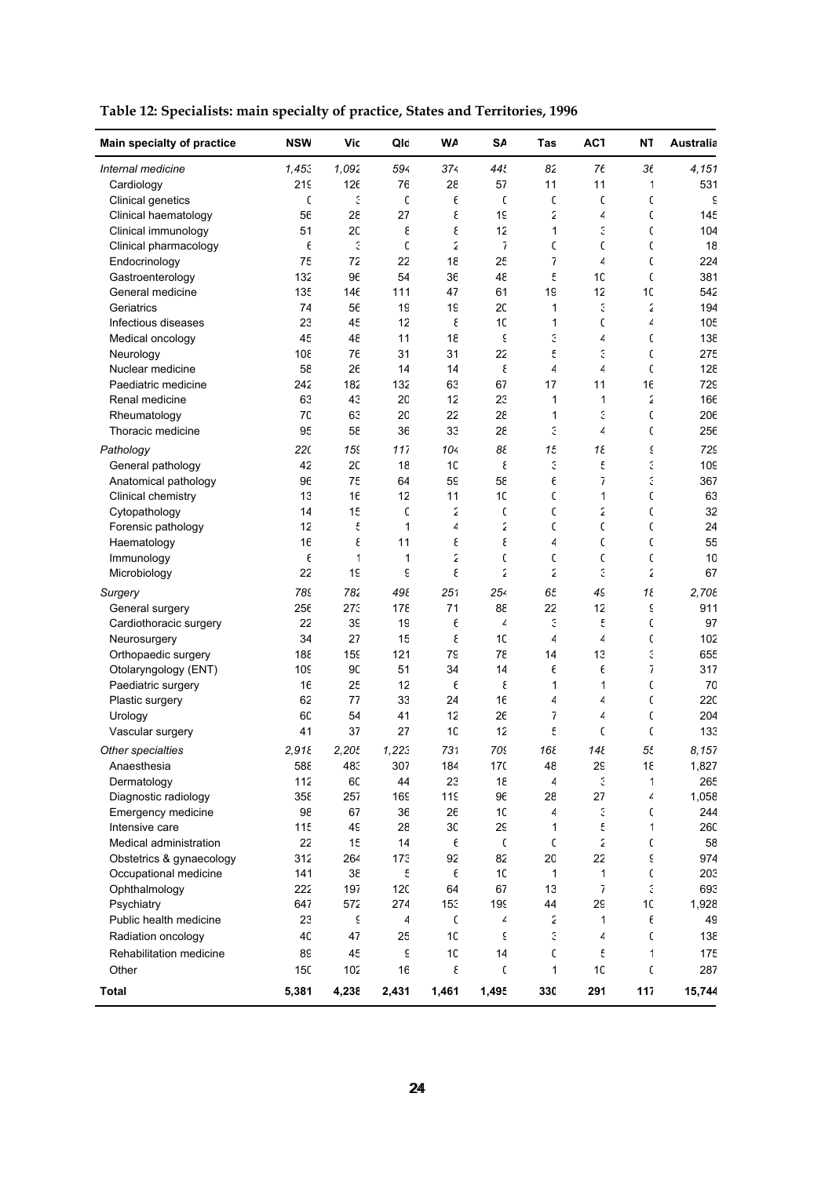**Table 12: Specialists: main specialty of practice, States and Territories, 1996**

| Main specialty of practice | NSW | Vic | Qld | WA | SA | Tas | ACT | NT | Australia |
|---|---|---|---|---|---|---|---|---|---|
| *Internal medicine* | *1,453* | *1,092* | *594* | *374* | *445* | *82* | *76* | *36* | *4,151* |
| Cardiology | 219 | 126 | 76 | 28 | 57 | 11 | 11 | 1 | 531 |
| Clinical genetics | 0 | 3 | 0 | 6 | 0 | 0 | 0 | 0 | 9 |
| Clinical haematology | 56 | 28 | 27 | 8 | 19 | 2 | 4 | 0 | 145 |
| Clinical immunology | 51 | 20 | 8 | 8 | 12 | 1 | 3 | 0 | 104 |
| Clinical pharmacology | 6 | 3 | 0 | 2 | 7 | 0 | 0 | 0 | 18 |
| Endocrinology | 75 | 72 | 22 | 18 | 25 | 7 | 4 | 0 | 224 |
| Gastroenterology | 132 | 96 | 54 | 36 | 48 | 5 | 10 | 0 | 381 |
| General medicine | 135 | 146 | 111 | 47 | 61 | 19 | 12 | 10 | 542 |
| Geriatrics | 74 | 56 | 19 | 19 | 20 | 1 | 3 | 2 | 194 |
| Infectious diseases | 23 | 45 | 12 | 8 | 10 | 1 | 0 | 4 | 105 |
| Medical oncology | 45 | 48 | 11 | 18 | 9 | 3 | 4 | 0 | 138 |
| Neurology | 108 | 76 | 31 | 31 | 22 | 5 | 3 | 0 | 275 |
| Nuclear medicine | 58 | 26 | 14 | 14 | 8 | 4 | 4 | 0 | 128 |
| Paediatric medicine | 242 | 182 | 132 | 63 | 67 | 17 | 11 | 16 | 729 |
| Renal medicine | 63 | 43 | 20 | 12 | 23 | 1 | 1 | 2 | 166 |
| Rheumatology | 70 | 63 | 20 | 22 | 28 | 1 | 3 | 0 | 206 |
| Thoracic medicine | 95 | 58 | 36 | 33 | 28 | 3 | 4 | 0 | 256 |
| *Pathology* | *220* | *159* | *117* | *104* | *88* | *15* | *18* | *9* | *729* |
| General pathology | 42 | 20 | 18 | 10 | 8 | 3 | 5 | 3 | 109 |
| Anatomical pathology | 96 | 75 | 64 | 59 | 58 | 6 | 7 | 3 | 367 |
| Clinical chemistry | 13 | 16 | 12 | 11 | 10 | 0 | 1 | 0 | 63 |
| Cytopathology | 14 | 15 | 0 | 2 | 0 | 0 | 2 | 0 | 32 |
| Forensic pathology | 12 | 5 | 1 | 4 | 2 | 0 | 0 | 0 | 24 |
| Haematology | 16 | 8 | 11 | 8 | 8 | 4 | 0 | 0 | 55 |
| Immunology | 6 | 1 | 1 | 2 | 0 | 0 | 0 | 0 | 10 |
| Microbiology | 22 | 19 | 9 | 8 | 2 | 2 | 3 | 2 | 67 |
| *Surgery* | *789* | *782* | *498* | *251* | *254* | *65* | *49* | *18* | *2,708* |
| General surgery | 256 | 273 | 178 | 71 | 88 | 22 | 12 | 9 | 911 |
| Cardiothoracic surgery | 22 | 39 | 19 | 6 | 4 | 3 | 5 | 0 | 97 |
| Neurosurgery | 34 | 27 | 15 | 8 | 10 | 4 | 4 | 0 | 102 |
| Orthopaedic surgery | 188 | 159 | 121 | 79 | 78 | 14 | 13 | 3 | 655 |
| Otolaryngology (ENT) | 109 | 90 | 51 | 34 | 14 | 6 | 6 | 7 | 317 |
| Paediatric surgery | 16 | 25 | 12 | 6 | 8 | 1 | 1 | 0 | 70 |
| Plastic surgery | 62 | 77 | 33 | 24 | 16 | 4 | 4 | 0 | 220 |
| Urology | 60 | 54 | 41 | 12 | 26 | 7 | 4 | 0 | 204 |
| Vascular surgery | 41 | 37 | 27 | 10 | 12 | 5 | 0 | 0 | 133 |
| *Other specialties* | *2,918* | *2,205* | *1,223* | *731* | *709* | *168* | *148* | *55* | *8,157* |
| Anaesthesia | 588 | 483 | 307 | 184 | 170 | 48 | 29 | 18 | 1,827 |
| Dermatology | 112 | 60 | 44 | 23 | 18 | 4 | 3 | 1 | 265 |
| Diagnostic radiology | 358 | 257 | 169 | 119 | 96 | 28 | 27 | 4 | 1,058 |
| Emergency medicine | 98 | 67 | 36 | 26 | 10 | 4 | 3 | 0 | 244 |
| Intensive care | 115 | 49 | 28 | 30 | 29 | 1 | 5 | 1 | 260 |
| Medical administration | 22 | 15 | 14 | 6 | 0 | 0 | 2 | 0 | 58 |
| Obstetrics & gynaecology | 312 | 264 | 173 | 92 | 82 | 20 | 22 | 9 | 974 |
| Occupational medicine | 141 | 38 | 5 | 6 | 10 | 1 | 1 | 0 | 203 |
| Ophthalmology | 222 | 197 | 120 | 64 | 67 | 13 | 7 | 3 | 693 |
| Psychiatry | 647 | 572 | 274 | 153 | 199 | 44 | 29 | 10 | 1,928 |
| Public health medicine | 23 | 9 | 4 | 0 | 4 | 2 | 1 | 6 | 49 |
| Radiation oncology | 40 | 47 | 25 | 10 | 9 | 3 | 4 | 0 | 138 |
| Rehabilitation medicine | 89 | 45 | 9 | 10 | 14 | 0 | 5 | 1 | 175 |
| Other | 150 | 102 | 16 | 8 | 0 | 1 | 10 | 0 | 287 |
| **Total** | **5,381** | **4,238** | **2,431** | **1,461** | **1,495** | **330** | **291** | **117** | **15,744** |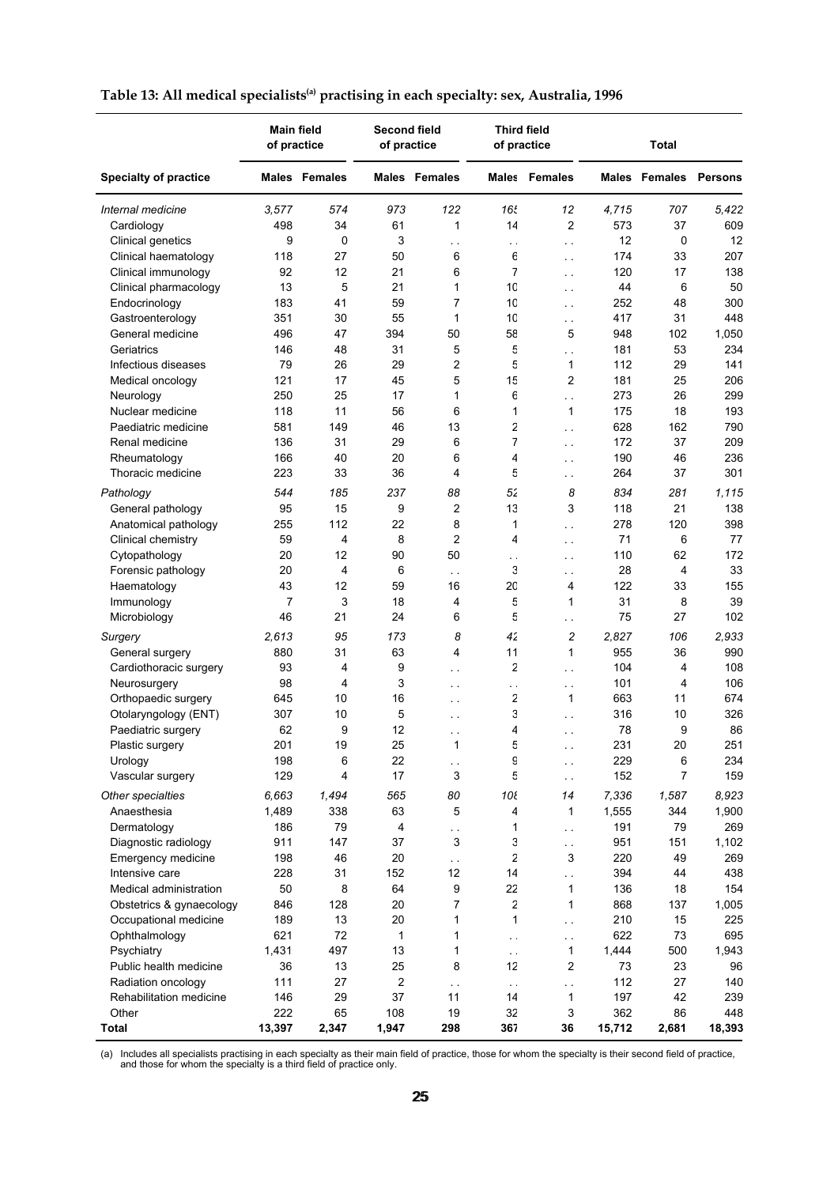**Table 13: All medical specialists[(a)] practising in each specialty: sex, Australia, 1996**

| | Main field of practice | | Second field of practice | | Third field of practice | | Total | | |
|---|---|---|---|---|---|---|---|---|---|
| **Specialty of practice** | **Males** | **Females** | **Males** | **Females** | **Males** | **Females** | **Males** | **Females** | **Persons** |
| *Internal medicine* | *3,577* | *574* | *973* | *122* | *165* | *12* | *4,715* | *707* | *5,422* |
| Cardiology | 498 | 34 | 61 | 1 | 14 | 2 | 573 | 37 | 609 |
| Clinical genetics | 9 | 0 | 3 | . . | . . | . . | 12 | 0 | 12 |
| Clinical haematology | 118 | 27 | 50 | 6 | 6 | . . | 174 | 33 | 207 |
| Clinical immunology | 92 | 12 | 21 | 6 | 7 | . . | 120 | 17 | 138 |
| Clinical pharmacology | 13 | 5 | 21 | 1 | 10 | . . | 44 | 6 | 50 |
| Endocrinology | 183 | 41 | 59 | 7 | 10 | . . | 252 | 48 | 300 |
| Gastroenterology | 351 | 30 | 55 | 1 | 10 | . . | 417 | 31 | 448 |
| General medicine | 496 | 47 | 394 | 50 | 58 | 5 | 948 | 102 | 1,050 |
| Geriatrics | 146 | 48 | 31 | 5 | 5 | . . | 181 | 53 | 234 |
| Infectious diseases | 79 | 26 | 29 | 2 | 5 | 1 | 112 | 29 | 141 |
| Medical oncology | 121 | 17 | 45 | 5 | 15 | 2 | 181 | 25 | 206 |
| Neurology | 250 | 25 | 17 | 1 | 6 | . . | 273 | 26 | 299 |
| Nuclear medicine | 118 | 11 | 56 | 6 | 1 | 1 | 175 | 18 | 193 |
| Paediatric medicine | 581 | 149 | 46 | 13 | 2 | . . | 628 | 162 | 790 |
| Renal medicine | 136 | 31 | 29 | 6 | 7 | . . | 172 | 37 | 209 |
| Rheumatology | 166 | 40 | 20 | 6 | 4 | . . | 190 | 46 | 236 |
| Thoracic medicine | 223 | 33 | 36 | 4 | 5 | . . | 264 | 37 | 301 |
| *Pathology* | *544* | *185* | *237* | *88* | *53* | *8* | *834* | *281* | *1,115* |
| General pathology | 95 | 15 | 9 | 2 | 13 | 3 | 118 | 21 | 138 |
| Anatomical pathology | 255 | 112 | 22 | 8 | 1 | . . | 278 | 120 | 398 |
| Clinical chemistry | 59 | 4 | 8 | 2 | 4 | . . | 71 | 6 | 77 |
| Cytopathology | 20 | 12 | 90 | 50 | . . | . . | 110 | 62 | 172 |
| Forensic pathology | 20 | 4 | 6 | . . | 3 | . . | 28 | 4 | 33 |
| Haematology | 43 | 12 | 59 | 16 | 20 | 4 | 122 | 33 | 155 |
| Immunology | 7 | 3 | 18 | 4 | 5 | 1 | 31 | 8 | 39 |
| Microbiology | 46 | 21 | 24 | 6 | 5 | . . | 75 | 27 | 102 |
| *Surgery* | *2,613* | *95* | *173* | *8* | *42* | *2* | *2,827* | *106* | *2,933* |
| General surgery | 880 | 31 | 63 | 4 | 11 | 1 | 955 | 36 | 990 |
| Cardiothoracic surgery | 93 | 4 | 9 | . . | 2 | . . | 104 | 4 | 108 |
| Neurosurgery | 98 | 4 | 3 | . . | . . | . . | 101 | 4 | 106 |
| Orthopaedic surgery | 645 | 10 | 16 | . . | 2 | 1 | 663 | 11 | 674 |
| Otolaryngology (ENT) | 307 | 10 | 5 | . . | 3 | . . | 316 | 10 | 326 |
| Paediatric surgery | 62 | 9 | 12 | . . | 4 | . . | 78 | 9 | 86 |
| Plastic surgery | 201 | 19 | 25 | 1 | 5 | . . | 231 | 20 | 251 |
| Urology | 198 | 6 | 22 | . . | 9 | . . | 229 | 6 | 234 |
| Vascular surgery | 129 | 4 | 17 | 3 | 5 | . . | 152 | 7 | 159 |
| *Other specialties* | *6,663* | *1,494* | *565* | *80* | *108* | *14* | *7,336* | *1,587* | *8,923* |
| Anaesthesia | 1,489 | 338 | 63 | 5 | 4 | 1 | 1,555 | 344 | 1,900 |
| Dermatology | 186 | 79 | 4 | . . | 1 | . . | 191 | 79 | 269 |
| Diagnostic radiology | 911 | 147 | 37 | 3 | 3 | . . | 951 | 151 | 1,102 |
| Emergency medicine | 198 | 46 | 20 | . . | 2 | 3 | 220 | 49 | 269 |
| Intensive care | 228 | 31 | 152 | 12 | 14 | . . | 394 | 44 | 438 |
| Medical administration | 50 | 8 | 64 | 9 | 22 | 1 | 136 | 18 | 154 |
| Obstetrics & gynaecology | 846 | 128 | 20 | 7 | 2 | 1 | 868 | 137 | 1,005 |
| Occupational medicine | 189 | 13 | 20 | 1 | 1 | . . | 210 | 15 | 225 |
| Ophthalmology | 621 | 72 | 1 | 1 | . . | . . | 622 | 73 | 695 |
| Psychiatry | 1,431 | 497 | 13 | 1 | . . | 1 | 1,444 | 500 | 1,943 |
| Public health medicine | 36 | 13 | 25 | 8 | 12 | 2 | 73 | 23 | 96 |
| Radiation oncology | 111 | 27 | 2 | . . | . . | . . | 112 | 27 | 140 |
| Rehabilitation medicine | 146 | 29 | 37 | 11 | 14 | 1 | 197 | 42 | 239 |
| Other | 222 | 65 | 108 | 19 | 32 | 3 | 362 | 86 | 448 |
| **Total** | **13,397** | **2,347** | **1,947** | **298** | **367** | **36** | **15,712** | **2,681** | **18,393** |

(a) Includes all specialists practising in each specialty as their main field of practice, those for whom the specialty is their second field of practice, and those for whom the specialty is a third field of practice only.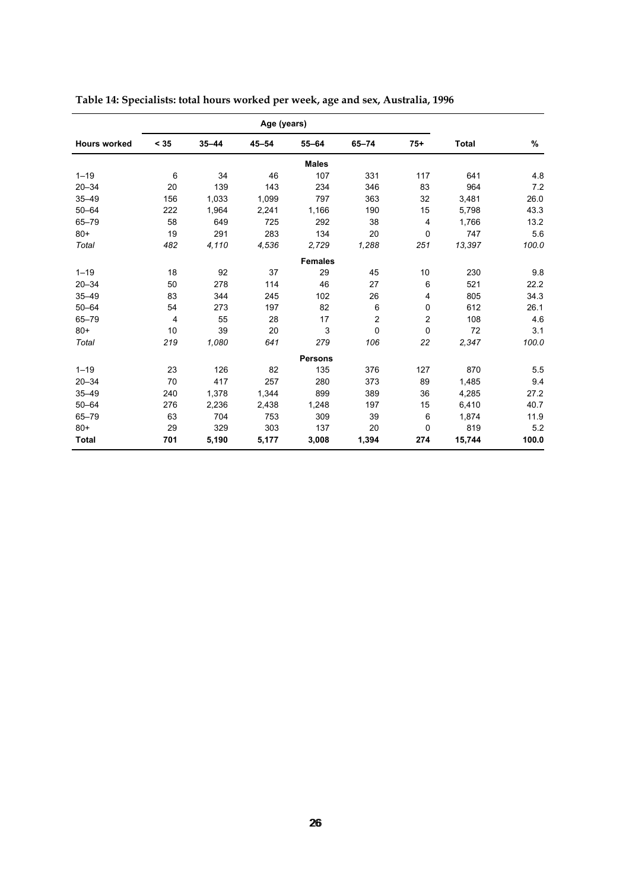**Table 14: Specialists: total hours worked per week, age and sex, Australia, 1996**

| | Age (years) | | | | | | | |
|---|---|---|---|---|---|---|---|---|
| **Hours worked** | **< 35** | **35–44** | **45–54** | **55–64** | **65–74** | **75+** | **Total** | **%** |
| | | | | **Males** | | | | |
| 1–19 | 6 | 34 | 46 | 107 | 331 | 117 | 641 | 4.8 |
| 20–34 | 20 | 139 | 143 | 234 | 346 | 83 | 964 | 7.2 |
| 35–49 | 156 | 1,033 | 1,099 | 797 | 363 | 32 | 3,481 | 26.0 |
| 50–64 | 222 | 1,964 | 2,241 | 1,166 | 190 | 15 | 5,798 | 43.3 |
| 65–79 | 58 | 649 | 725 | 292 | 38 | 4 | 1,766 | 13.2 |
| 80+ | 19 | 291 | 283 | 134 | 20 | 0 | 747 | 5.6 |
| *Total* | *482* | *4,110* | *4,536* | *2,729* | *1,288* | *251* | *13,397* | *100.0* |
| | | | | **Females** | | | | |
| 1–19 | 18 | 92 | 37 | 29 | 45 | 10 | 230 | 9.8 |
| 20–34 | 50 | 278 | 114 | 46 | 27 | 6 | 521 | 22.2 |
| 35–49 | 83 | 344 | 245 | 102 | 26 | 4 | 805 | 34.3 |
| 50–64 | 54 | 273 | 197 | 82 | 6 | 0 | 612 | 26.1 |
| 65–79 | 4 | 55 | 28 | 17 | 2 | 2 | 108 | 4.6 |
| 80+ | 10 | 39 | 20 | 3 | 0 | 0 | 72 | 3.1 |
| *Total* | *219* | *1,080* | *641* | *279* | *106* | *22* | *2,347* | *100.0* |
| | | | | **Persons** | | | | |
| 1–19 | 23 | 126 | 82 | 135 | 376 | 127 | 870 | 5.5 |
| 20–34 | 70 | 417 | 257 | 280 | 373 | 89 | 1,485 | 9.4 |
| 35–49 | 240 | 1,378 | 1,344 | 899 | 389 | 36 | 4,285 | 27.2 |
| 50–64 | 276 | 2,236 | 2,438 | 1,248 | 197 | 15 | 6,410 | 40.7 |
| 65–79 | 63 | 704 | 753 | 309 | 39 | 6 | 1,874 | 11.9 |
| 80+ | 29 | 329 | 303 | 137 | 20 | 0 | 819 | 5.2 |
| **Total** | **701** | **5,190** | **5,177** | **3,008** | **1,394** | **274** | **15,744** | **100.0** |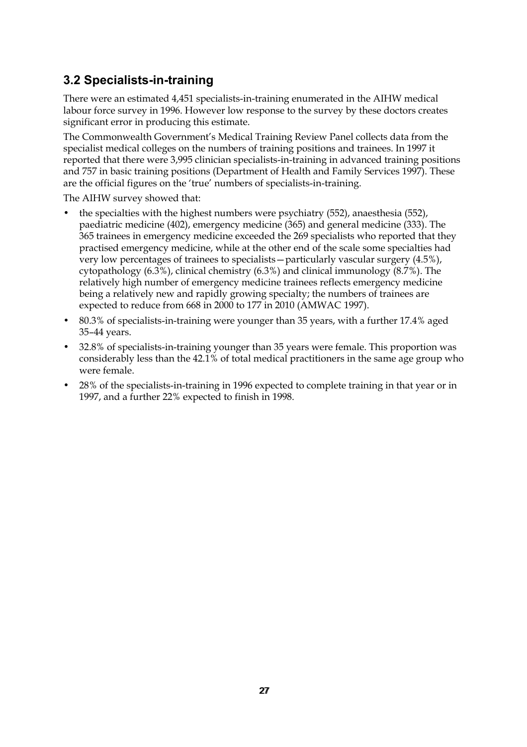## 3.2 Specialists-in-training

There were an estimated 4,451 specialists-in-training enumerated in the AIHW medical labour force survey in 1996. However low response to the survey by these doctors creates significant error in producing this estimate.

The Commonwealth Government's Medical Training Review Panel collects data from the specialist medical colleges on the numbers of training positions and trainees. In 1997 it reported that there were 3,995 clinician specialists-in-training in advanced training positions and 757 in basic training positions (Department of Health and Family Services 1997). These are the official figures on the 'true' numbers of specialists-in-training.

The AIHW survey showed that:

- the specialties with the highest numbers were psychiatry (552), anaesthesia (552), paediatric medicine (402), emergency medicine (365) and general medicine (333). The 365 trainees in emergency medicine exceeded the 269 specialists who reported that they practised emergency medicine, while at the other end of the scale some specialties had very low percentages of trainees to specialists—particularly vascular surgery (4.5%), cytopathology (6.3%), clinical chemistry (6.3%) and clinical immunology (8.7%). The relatively high number of emergency medicine trainees reflects emergency medicine being a relatively new and rapidly growing specialty; the numbers of trainees are expected to reduce from 668 in 2000 to 177 in 2010 (AMWAC 1997).
- 80.3% of specialists-in-training were younger than 35 years, with a further 17.4% aged 35–44 years.
- 32.8% of specialists-in-training younger than 35 years were female. This proportion was considerably less than the 42.1% of total medical practitioners in the same age group who were female.
- 28% of the specialists-in-training in 1996 expected to complete training in that year or in 1997, and a further 22% expected to finish in 1998.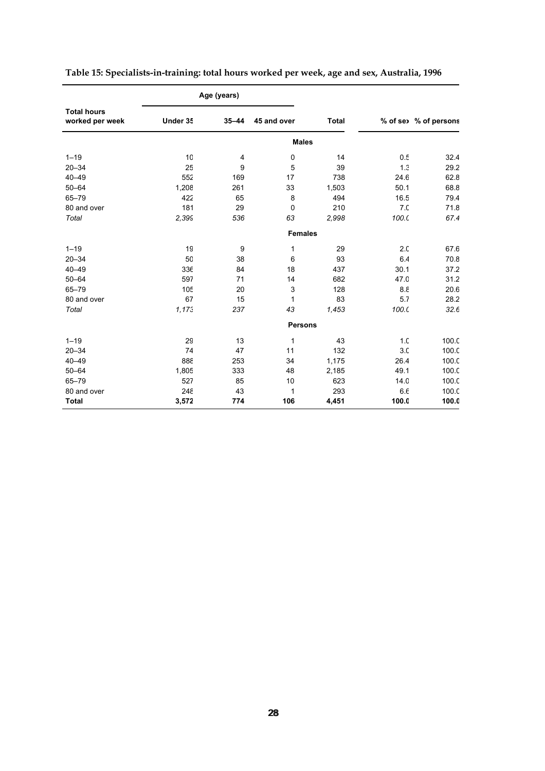**Table 15: Specialists-in-training: total hours worked per week, age and sex, Australia, 1996**

| Total hours worked per week | Age (years) | | | | | |
|---|---|---|---|---|---|---|
| | Under 35 | 35–44 | 45 and over | Total | % of sex | % of persons |
| | | | **Males** | | | |
| 1–19 | 10 | 4 | 0 | 14 | 0.5 | 32.4 |
| 20–34 | 25 | 9 | 5 | 39 | 1.3 | 29.2 |
| 40–49 | 552 | 169 | 17 | 738 | 24.6 | 62.8 |
| 50–64 | 1,208 | 261 | 33 | 1,503 | 50.1 | 68.8 |
| 65–79 | 422 | 65 | 8 | 494 | 16.5 | 79.4 |
| 80 and over | 181 | 29 | 0 | 210 | 7.0 | 71.8 |
| *Total* | *2,399* | *536* | *63* | *2,998* | *100.0* | *67.4* |
| | | | **Females** | | | |
| 1–19 | 19 | 9 | 1 | 29 | 2.0 | 67.6 |
| 20–34 | 50 | 38 | 6 | 93 | 6.4 | 70.8 |
| 40–49 | 336 | 84 | 18 | 437 | 30.1 | 37.2 |
| 50–64 | 597 | 71 | 14 | 682 | 47.0 | 31.2 |
| 65–79 | 105 | 20 | 3 | 128 | 8.8 | 20.6 |
| 80 and over | 67 | 15 | 1 | 83 | 5.7 | 28.2 |
| *Total* | *1,173* | *237* | *43* | *1,453* | *100.0* | *32.6* |
| | | | **Persons** | | | |
| 1–19 | 29 | 13 | 1 | 43 | 1.0 | 100.0 |
| 20–34 | 74 | 47 | 11 | 132 | 3.0 | 100.0 |
| 40–49 | 888 | 253 | 34 | 1,175 | 26.4 | 100.0 |
| 50–64 | 1,805 | 333 | 48 | 2,185 | 49.1 | 100.0 |
| 65–79 | 527 | 85 | 10 | 623 | 14.0 | 100.0 |
| 80 and over | 248 | 43 | 1 | 293 | 6.6 | 100.0 |
| **Total** | **3,572** | **774** | **106** | **4,451** | **100.0** | **100.0** |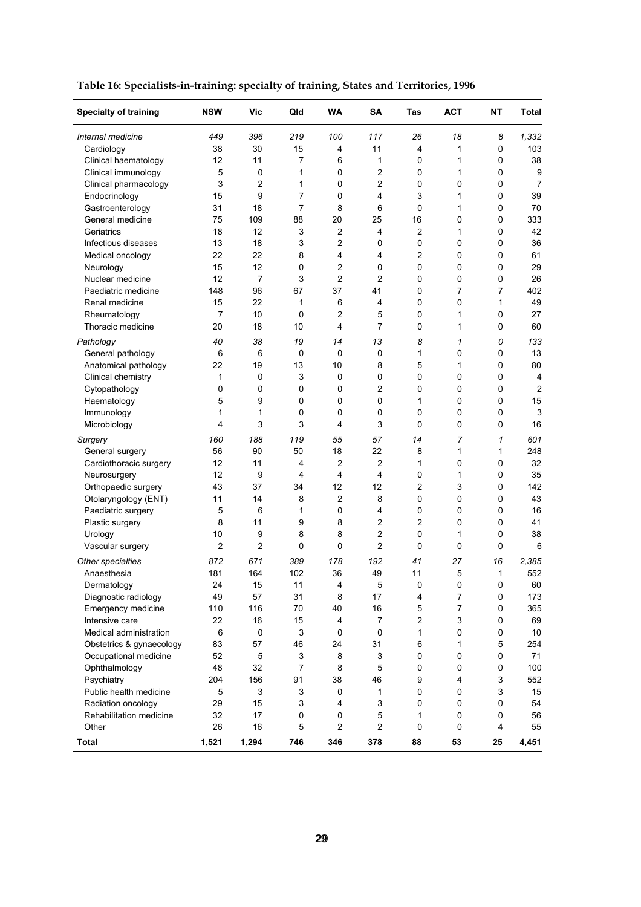**Table 16: Specialists-in-training: specialty of training, States and Territories, 1996**

| Specialty of training | NSW | Vic | Qld | WA | SA | Tas | ACT | NT | Total |
|---|---|---|---|---|---|---|---|---|---|
| *Internal medicine* | *449* | *396* | *219* | *100* | *117* | *26* | *18* | *8* | *1,332* |
| Cardiology | 38 | 30 | 15 | 4 | 11 | 4 | 1 | 0 | 103 |
| Clinical haematology | 12 | 11 | 7 | 6 | 1 | 0 | 1 | 0 | 38 |
| Clinical immunology | 5 | 0 | 1 | 0 | 2 | 0 | 1 | 0 | 9 |
| Clinical pharmacology | 3 | 2 | 1 | 0 | 2 | 0 | 0 | 0 | 7 |
| Endocrinology | 15 | 9 | 7 | 0 | 4 | 3 | 1 | 0 | 39 |
| Gastroenterology | 31 | 18 | 7 | 8 | 6 | 0 | 1 | 0 | 70 |
| General medicine | 75 | 109 | 88 | 20 | 25 | 16 | 0 | 0 | 333 |
| Geriatrics | 18 | 12 | 3 | 2 | 4 | 2 | 1 | 0 | 42 |
| Infectious diseases | 13 | 18 | 3 | 2 | 0 | 0 | 0 | 0 | 36 |
| Medical oncology | 22 | 22 | 8 | 4 | 4 | 2 | 0 | 0 | 61 |
| Neurology | 15 | 12 | 0 | 2 | 0 | 0 | 0 | 0 | 29 |
| Nuclear medicine | 12 | 7 | 3 | 2 | 2 | 0 | 0 | 0 | 26 |
| Paediatric medicine | 148 | 96 | 67 | 37 | 41 | 0 | 7 | 7 | 402 |
| Renal medicine | 15 | 22 | 1 | 6 | 4 | 0 | 0 | 1 | 49 |
| Rheumatology | 7 | 10 | 0 | 2 | 5 | 0 | 1 | 0 | 27 |
| Thoracic medicine | 20 | 18 | 10 | 4 | 7 | 0 | 1 | 0 | 60 |
| *Pathology* | *40* | *38* | *19* | *14* | *13* | *8* | *1* | *0* | *133* |
| General pathology | 6 | 6 | 0 | 0 | 0 | 1 | 0 | 0 | 13 |
| Anatomical pathology | 22 | 19 | 13 | 10 | 8 | 5 | 1 | 0 | 80 |
| Clinical chemistry | 1 | 0 | 3 | 0 | 0 | 0 | 0 | 0 | 4 |
| Cytopathology | 0 | 0 | 0 | 0 | 2 | 0 | 0 | 0 | 2 |
| Haematology | 5 | 9 | 0 | 0 | 0 | 1 | 0 | 0 | 15 |
| Immunology | 1 | 1 | 0 | 0 | 0 | 0 | 0 | 0 | 3 |
| Microbiology | 4 | 3 | 3 | 4 | 3 | 0 | 0 | 0 | 16 |
| *Surgery* | *160* | *188* | *119* | *55* | *57* | *14* | *7* | *1* | *601* |
| General surgery | 56 | 90 | 50 | 18 | 22 | 8 | 1 | 1 | 248 |
| Cardiothoracic surgery | 12 | 11 | 4 | 2 | 2 | 1 | 0 | 0 | 32 |
| Neurosurgery | 12 | 9 | 4 | 4 | 4 | 0 | 1 | 0 | 35 |
| Orthopaedic surgery | 43 | 37 | 34 | 12 | 12 | 2 | 3 | 0 | 142 |
| Otolaryngology (ENT) | 11 | 14 | 8 | 2 | 8 | 0 | 0 | 0 | 43 |
| Paediatric surgery | 5 | 6 | 1 | 0 | 4 | 0 | 0 | 0 | 16 |
| Plastic surgery | 8 | 11 | 9 | 8 | 2 | 2 | 0 | 0 | 41 |
| Urology | 10 | 9 | 8 | 8 | 2 | 0 | 1 | 0 | 38 |
| Vascular surgery | 2 | 2 | 0 | 0 | 2 | 0 | 0 | 0 | 6 |
| *Other specialties* | *872* | *671* | *389* | *178* | *192* | *41* | *27* | *16* | *2,385* |
| Anaesthesia | 181 | 164 | 102 | 36 | 49 | 11 | 5 | 1 | 552 |
| Dermatology | 24 | 15 | 11 | 4 | 5 | 0 | 0 | 0 | 60 |
| Diagnostic radiology | 49 | 57 | 31 | 8 | 17 | 4 | 7 | 0 | 173 |
| Emergency medicine | 110 | 116 | 70 | 40 | 16 | 5 | 7 | 0 | 365 |
| Intensive care | 22 | 16 | 15 | 4 | 7 | 2 | 3 | 0 | 69 |
| Medical administration | 6 | 0 | 3 | 0 | 0 | 1 | 0 | 0 | 10 |
| Obstetrics & gynaecology | 83 | 57 | 46 | 24 | 31 | 6 | 1 | 5 | 254 |
| Occupational medicine | 52 | 5 | 3 | 8 | 3 | 0 | 0 | 0 | 71 |
| Ophthalmology | 48 | 32 | 7 | 8 | 5 | 0 | 0 | 0 | 100 |
| Psychiatry | 204 | 156 | 91 | 38 | 46 | 9 | 4 | 3 | 552 |
| Public health medicine | 5 | 3 | 3 | 0 | 1 | 0 | 0 | 3 | 15 |
| Radiation oncology | 29 | 15 | 3 | 4 | 3 | 0 | 0 | 0 | 54 |
| Rehabilitation medicine | 32 | 17 | 0 | 0 | 5 | 1 | 0 | 0 | 56 |
| Other | 26 | 16 | 5 | 2 | 2 | 0 | 0 | 4 | 55 |
| **Total** | **1,521** | **1,294** | **746** | **346** | **378** | **88** | **53** | **25** | **4,451** |